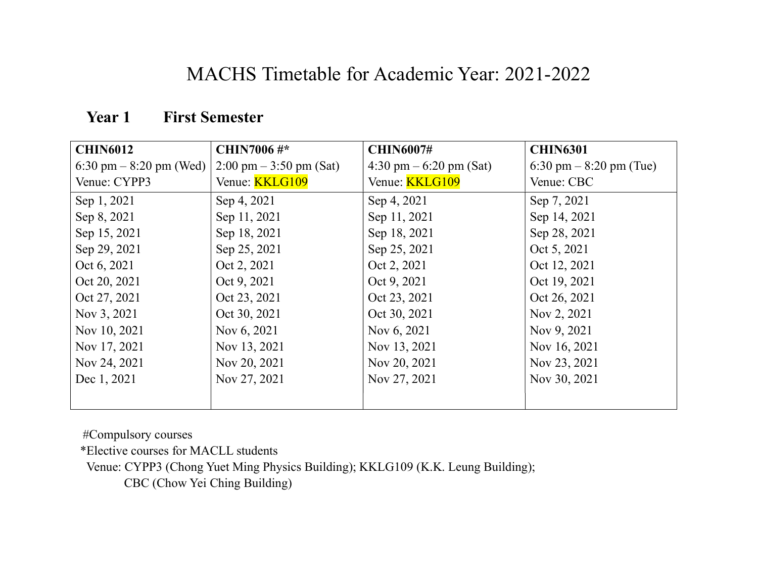# MACHS Timetable for Academic Year: 2021-2022

**Year 1 First Semester**

| **CHIN6012**<br>6:30 pm – 8:20 pm (Wed)<br>Venue: CYPP3 | **CHIN7006 #***<br>2:00 pm – 3:50 pm (Sat)<br>Venue: KKLG109 | **CHIN6007#**<br>4:30 pm – 6:20 pm (Sat)<br>Venue: KKLG109 | **CHIN6301**<br>6:30 pm – 8:20 pm (Tue)<br>Venue: CBC |
|---|---|---|---|
| Sep 1, 2021 | Sep 4, 2021 | Sep 4, 2021 | Sep 7, 2021 |
| Sep 8, 2021 | Sep 11, 2021 | Sep 11, 2021 | Sep 14, 2021 |
| Sep 15, 2021 | Sep 18, 2021 | Sep 18, 2021 | Sep 28, 2021 |
| Sep 29, 2021 | Sep 25, 2021 | Sep 25, 2021 | Oct 5, 2021 |
| Oct 6, 2021 | Oct 2, 2021 | Oct 2, 2021 | Oct 12, 2021 |
| Oct 20, 2021 | Oct 9, 2021 | Oct 9, 2021 | Oct 19, 2021 |
| Oct 27, 2021 | Oct 23, 2021 | Oct 23, 2021 | Oct 26, 2021 |
| Nov 3, 2021 | Oct 30, 2021 | Oct 30, 2021 | Nov 2, 2021 |
| Nov 10, 2021 | Nov 6, 2021 | Nov 6, 2021 | Nov 9, 2021 |
| Nov 17, 2021 | Nov 13, 2021 | Nov 13, 2021 | Nov 16, 2021 |
| Nov 24, 2021 | Nov 20, 2021 | Nov 20, 2021 | Nov 23, 2021 |
| Dec 1, 2021 | Nov 27, 2021 | Nov 27, 2021 | Nov 30, 2021 |

#Compulsory courses
*Elective courses for MACLL students
Venue: CYPP3 (Chong Yuet Ming Physics Building); KKLG109 (K.K. Leung Building);
CBC (Chow Yei Ching Building)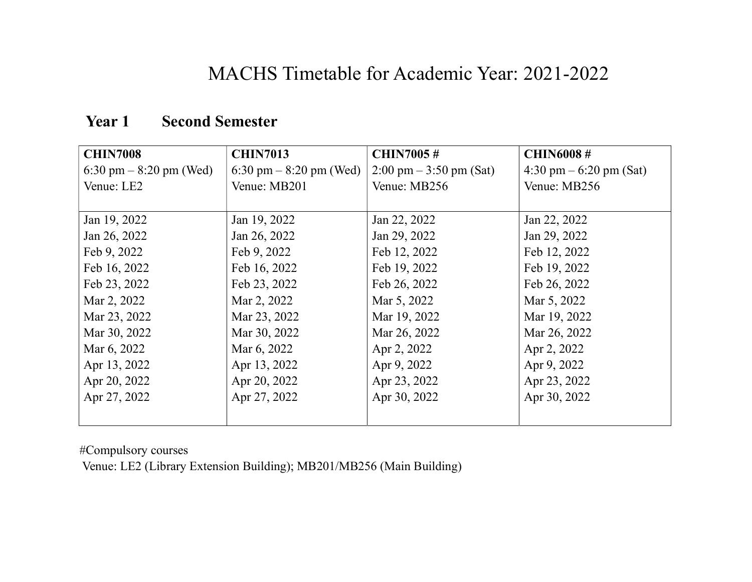# MACHS Timetable for Academic Year: 2021-2022

## Year 1 Second Semester

| **CHIN7008**<br>6:30 pm – 8:20 pm (Wed)<br>Venue: LE2 | **CHIN7013**<br>6:30 pm – 8:20 pm (Wed)<br>Venue: MB201 | **CHIN7005 #**<br>2:00 pm – 3:50 pm (Sat)<br>Venue: MB256 | **CHIN6008 #**<br>4:30 pm – 6:20 pm (Sat)<br>Venue: MB256 |
|---|---|---|---|
| Jan 19, 2022 | Jan 19, 2022 | Jan 22, 2022 | Jan 22, 2022 |
| Jan 26, 2022 | Jan 26, 2022 | Jan 29, 2022 | Jan 29, 2022 |
| Feb 9, 2022 | Feb 9, 2022 | Feb 12, 2022 | Feb 12, 2022 |
| Feb 16, 2022 | Feb 16, 2022 | Feb 19, 2022 | Feb 19, 2022 |
| Feb 23, 2022 | Feb 23, 2022 | Feb 26, 2022 | Feb 26, 2022 |
| Mar 2, 2022 | Mar 2, 2022 | Mar 5, 2022 | Mar 5, 2022 |
| Mar 23, 2022 | Mar 23, 2022 | Mar 19, 2022 | Mar 19, 2022 |
| Mar 30, 2022 | Mar 30, 2022 | Mar 26, 2022 | Mar 26, 2022 |
| Mar 6, 2022 | Mar 6, 2022 | Apr 2, 2022 | Apr 2, 2022 |
| Apr 13, 2022 | Apr 13, 2022 | Apr 9, 2022 | Apr 9, 2022 |
| Apr 20, 2022 | Apr 20, 2022 | Apr 23, 2022 | Apr 23, 2022 |
| Apr 27, 2022 | Apr 27, 2022 | Apr 30, 2022 | Apr 30, 2022 |

#Compulsory courses

Venue: LE2 (Library Extension Building); MB201/MB256 (Main Building)